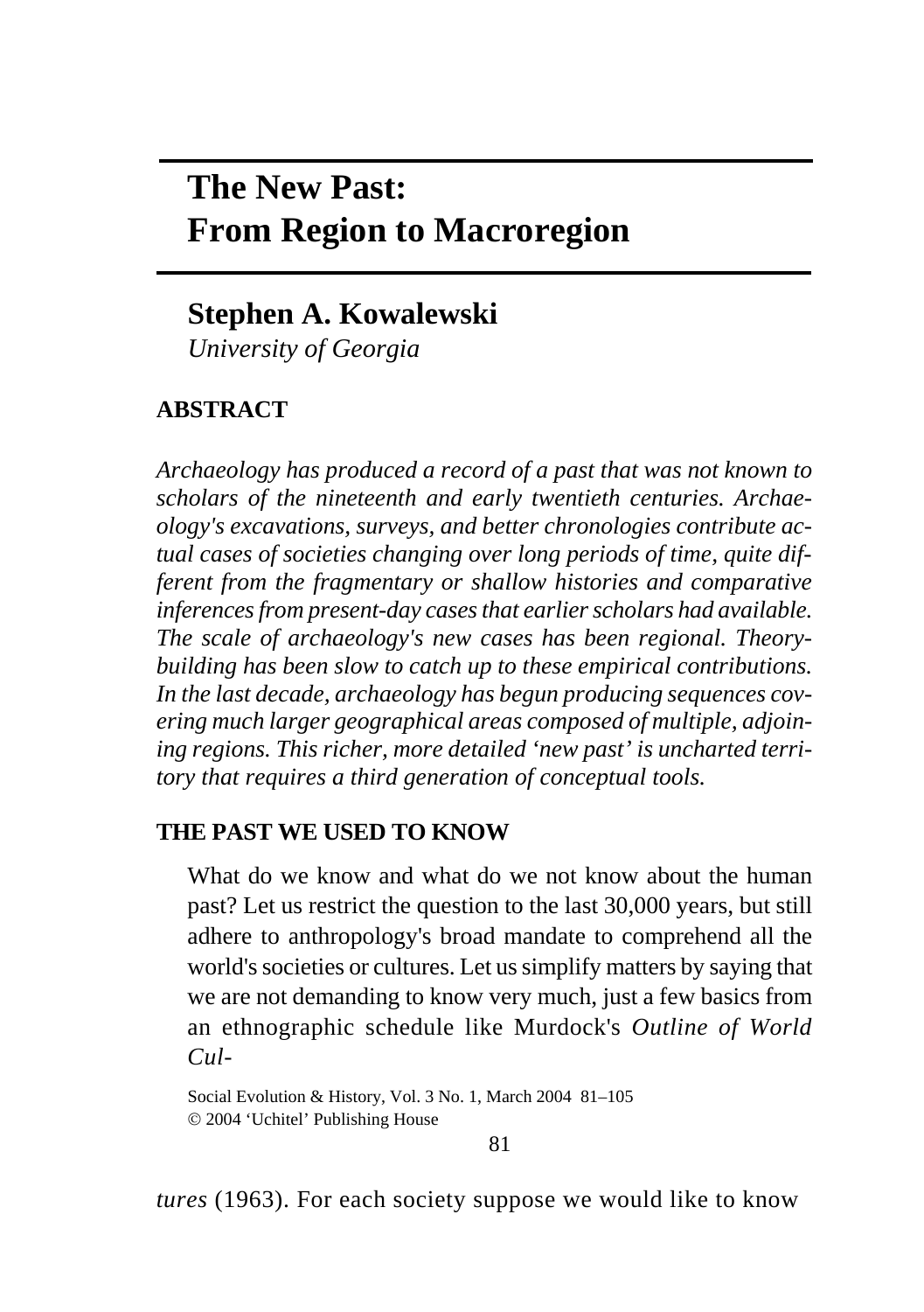# The New Past: From Region to Macroregion

## Stephen A. Kowalewski

*University of Georgia*

**ABSTRACT**

*Archaeology has produced a record of a past that was not known to scholars of the nineteenth and early twentieth centuries. Archaeology's excavations, surveys, and better chronologies contribute actual cases of societies changing over long periods of time, quite different from the fragmentary or shallow histories and comparative inferences from present-day cases that earlier scholars had available. The scale of archaeology's new cases has been regional. Theory-building has been slow to catch up to these empirical contributions. In the last decade, archaeology has begun producing sequences covering much larger geographical areas composed of multiple, adjoining regions. This richer, more detailed 'new past' is uncharted territory that requires a third generation of conceptual tools.*

**THE PAST WE USED TO KNOW**

What do we know and what do we not know about the human past? Let us restrict the question to the last 30,000 years, but still adhere to anthropology's broad mandate to comprehend all the world's societies or cultures. Let us simplify matters by saying that we are not demanding to know very much, just a few basics from an ethnographic schedule like Murdock's *Outline of World Cultures* (1963). For each society suppose we would like to know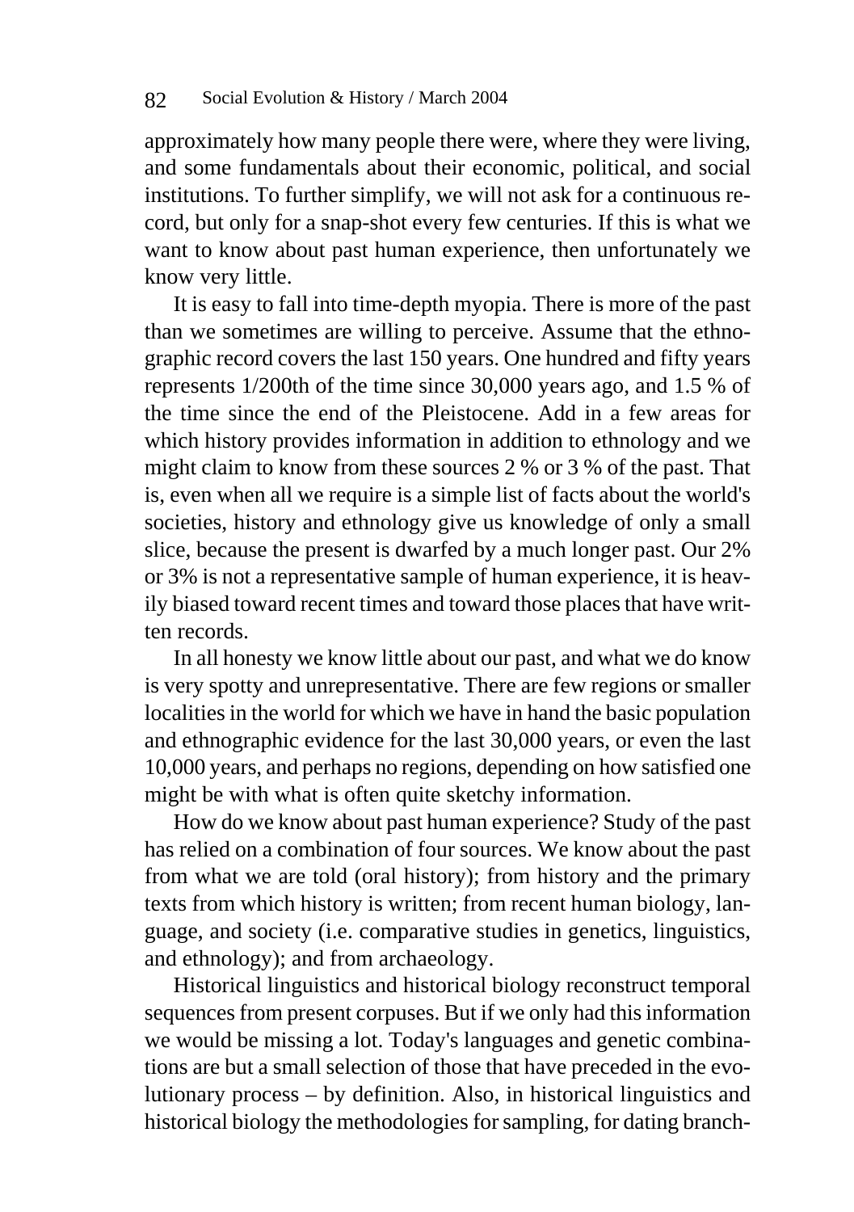approximately how many people there were, where they were living, and some fundamentals about their economic, political, and social institutions. To further simplify, we will not ask for a continuous record, but only for a snap-shot every few centuries. If this is what we want to know about past human experience, then unfortunately we know very little.

It is easy to fall into time-depth myopia. There is more of the past than we sometimes are willing to perceive. Assume that the ethnographic record covers the last 150 years. One hundred and fifty years represents 1/200th of the time since 30,000 years ago, and 1.5 % of the time since the end of the Pleistocene. Add in a few areas for which history provides information in addition to ethnology and we might claim to know from these sources 2 % or 3 % of the past. That is, even when all we require is a simple list of facts about the world's societies, history and ethnology give us knowledge of only a small slice, because the present is dwarfed by a much longer past. Our 2% or 3% is not a representative sample of human experience, it is heavily biased toward recent times and toward those places that have written records.

In all honesty we know little about our past, and what we do know is very spotty and unrepresentative. There are few regions or smaller localities in the world for which we have in hand the basic population and ethnographic evidence for the last 30,000 years, or even the last 10,000 years, and perhaps no regions, depending on how satisfied one might be with what is often quite sketchy information.

How do we know about past human experience? Study of the past has relied on a combination of four sources. We know about the past from what we are told (oral history); from history and the primary texts from which history is written; from recent human biology, language, and society (i.e. comparative studies in genetics, linguistics, and ethnology); and from archaeology.

Historical linguistics and historical biology reconstruct temporal sequences from present corpuses. But if we only had this information we would be missing a lot. Today's languages and genetic combinations are but a small selection of those that have preceded in the evolutionary process – by definition. Also, in historical linguistics and historical biology the methodologies for sampling, for dating branch-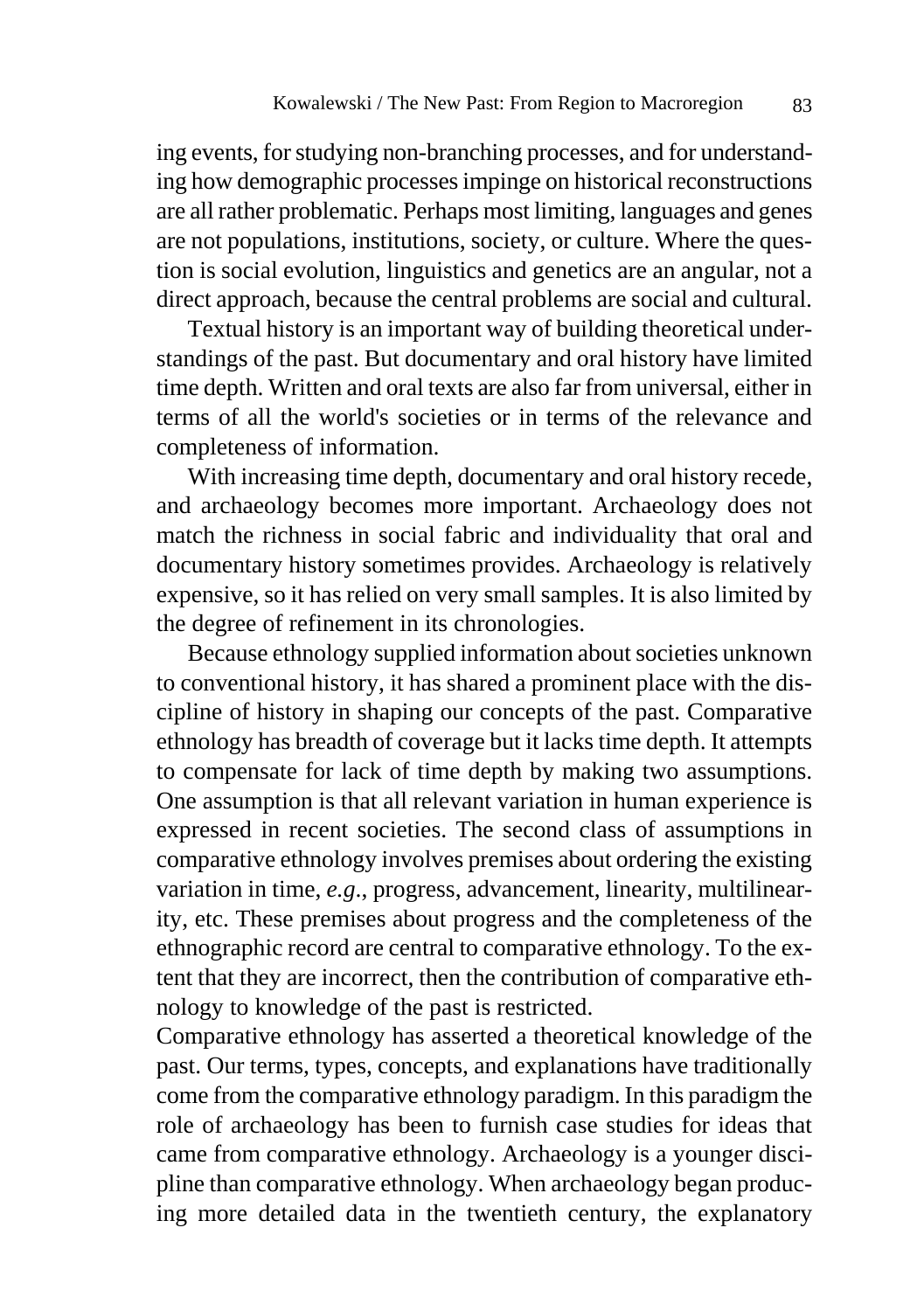ing events, for studying non-branching processes, and for understanding how demographic processes impinge on historical reconstructions are all rather problematic. Perhaps most limiting, languages and genes are not populations, institutions, society, or culture. Where the question is social evolution, linguistics and genetics are an angular, not a direct approach, because the central problems are social and cultural.

Textual history is an important way of building theoretical understandings of the past. But documentary and oral history have limited time depth. Written and oral texts are also far from universal, either in terms of all the world's societies or in terms of the relevance and completeness of information.

With increasing time depth, documentary and oral history recede, and archaeology becomes more important. Archaeology does not match the richness in social fabric and individuality that oral and documentary history sometimes provides. Archaeology is relatively expensive, so it has relied on very small samples. It is also limited by the degree of refinement in its chronologies.

Because ethnology supplied information about societies unknown to conventional history, it has shared a prominent place with the discipline of history in shaping our concepts of the past. Comparative ethnology has breadth of coverage but it lacks time depth. It attempts to compensate for lack of time depth by making two assumptions. One assumption is that all relevant variation in human experience is expressed in recent societies. The second class of assumptions in comparative ethnology involves premises about ordering the existing variation in time, *e.g*., progress, advancement, linearity, multilinearity, etc. These premises about progress and the completeness of the ethnographic record are central to comparative ethnology. To the extent that they are incorrect, then the contribution of comparative ethnology to knowledge of the past is restricted.

Comparative ethnology has asserted a theoretical knowledge of the past. Our terms, types, concepts, and explanations have traditionally come from the comparative ethnology paradigm. In this paradigm the role of archaeology has been to furnish case studies for ideas that came from comparative ethnology. Archaeology is a younger discipline than comparative ethnology. When archaeology began producing more detailed data in the twentieth century, the explanatory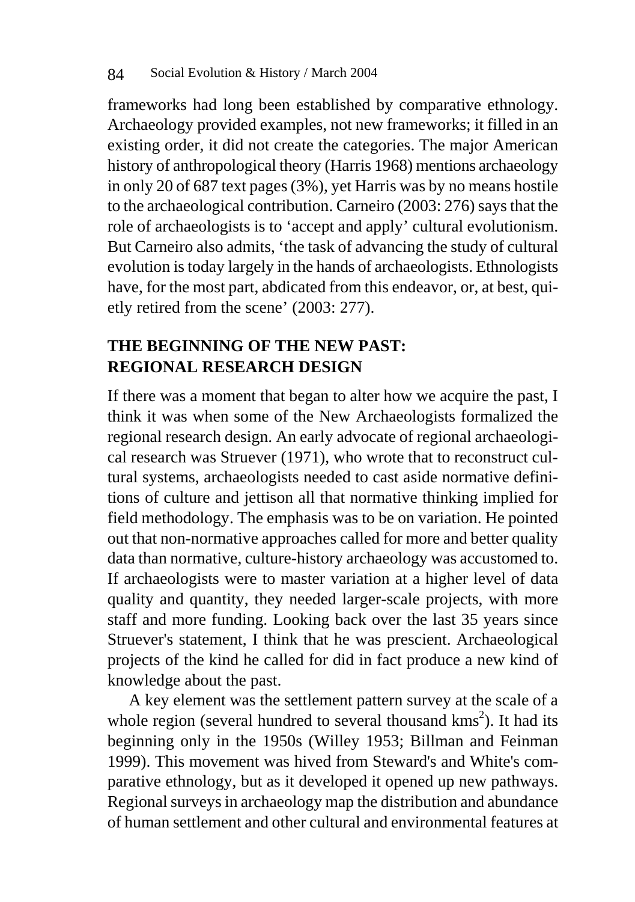frameworks had long been established by comparative ethnology. Archaeology provided examples, not new frameworks; it filled in an existing order, it did not create the categories. The major American history of anthropological theory (Harris 1968) mentions archaeology in only 20 of 687 text pages (3%), yet Harris was by no means hostile to the archaeological contribution. Carneiro (2003: 276) says that the role of archaeologists is to 'accept and apply' cultural evolutionism. But Carneiro also admits, 'the task of advancing the study of cultural evolution is today largely in the hands of archaeologists. Ethnologists have, for the most part, abdicated from this endeavor, or, at best, quietly retired from the scene' (2003: 277).

## THE BEGINNING OF THE NEW PAST: REGIONAL RESEARCH DESIGN

If there was a moment that began to alter how we acquire the past, I think it was when some of the New Archaeologists formalized the regional research design. An early advocate of regional archaeological research was Struever (1971), who wrote that to reconstruct cultural systems, archaeologists needed to cast aside normative definitions of culture and jettison all that normative thinking implied for field methodology. The emphasis was to be on variation. He pointed out that non-normative approaches called for more and better quality data than normative, culture-history archaeology was accustomed to. If archaeologists were to master variation at a higher level of data quality and quantity, they needed larger-scale projects, with more staff and more funding. Looking back over the last 35 years since Struever's statement, I think that he was prescient. Archaeological projects of the kind he called for did in fact produce a new kind of knowledge about the past.

A key element was the settlement pattern survey at the scale of a whole region (several hundred to several thousand $kms^2$). It had its beginning only in the 1950s (Willey 1953; Billman and Feinman 1999). This movement was hived from Steward's and White's comparative ethnology, but as it developed it opened up new pathways. Regional surveys in archaeology map the distribution and abundance of human settlement and other cultural and environmental features at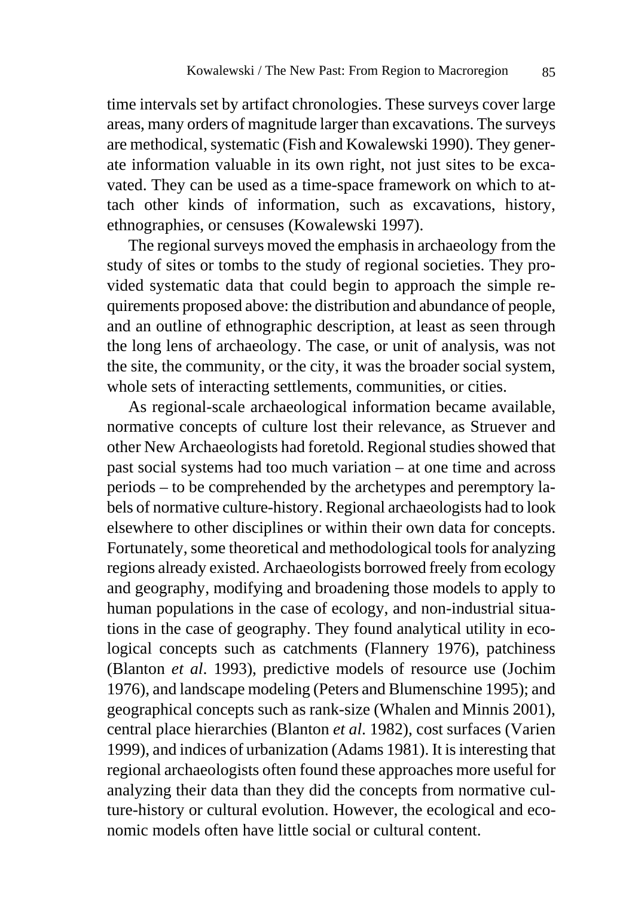time intervals set by artifact chronologies. These surveys cover large areas, many orders of magnitude larger than excavations. The surveys are methodical, systematic (Fish and Kowalewski 1990). They generate information valuable in its own right, not just sites to be excavated. They can be used as a time-space framework on which to attach other kinds of information, such as excavations, history, ethnographies, or censuses (Kowalewski 1997).

The regional surveys moved the emphasis in archaeology from the study of sites or tombs to the study of regional societies. They provided systematic data that could begin to approach the simple requirements proposed above: the distribution and abundance of people, and an outline of ethnographic description, at least as seen through the long lens of archaeology. The case, or unit of analysis, was not the site, the community, or the city, it was the broader social system, whole sets of interacting settlements, communities, or cities.

As regional-scale archaeological information became available, normative concepts of culture lost their relevance, as Struever and other New Archaeologists had foretold. Regional studies showed that past social systems had too much variation – at one time and across periods – to be comprehended by the archetypes and peremptory labels of normative culture-history. Regional archaeologists had to look elsewhere to other disciplines or within their own data for concepts. Fortunately, some theoretical and methodological tools for analyzing regions already existed. Archaeologists borrowed freely from ecology and geography, modifying and broadening those models to apply to human populations in the case of ecology, and non-industrial situations in the case of geography. They found analytical utility in ecological concepts such as catchments (Flannery 1976), patchiness (Blanton *et al*. 1993), predictive models of resource use (Jochim 1976), and landscape modeling (Peters and Blumenschine 1995); and geographical concepts such as rank-size (Whalen and Minnis 2001), central place hierarchies (Blanton *et al*. 1982), cost surfaces (Varien 1999), and indices of urbanization (Adams 1981). It is interesting that regional archaeologists often found these approaches more useful for analyzing their data than they did the concepts from normative culture-history or cultural evolution. However, the ecological and economic models often have little social or cultural content.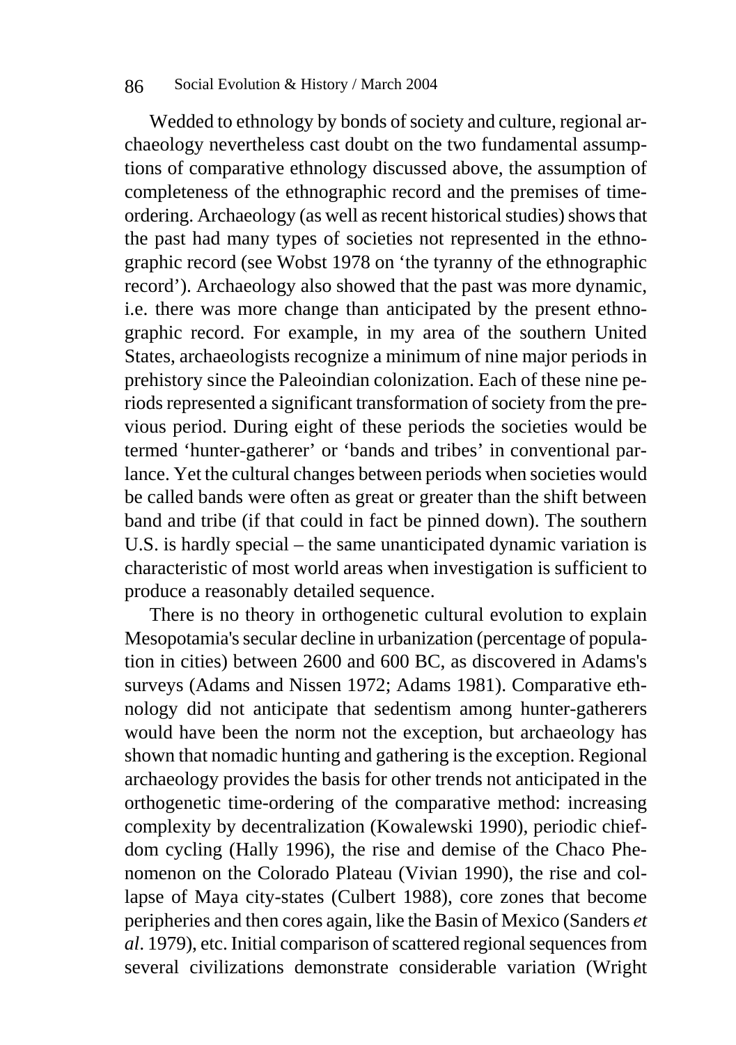Wedded to ethnology by bonds of society and culture, regional archaeology nevertheless cast doubt on the two fundamental assumptions of comparative ethnology discussed above, the assumption of completeness of the ethnographic record and the premises of time-ordering. Archaeology (as well as recent historical studies) shows that the past had many types of societies not represented in the ethnographic record (see Wobst 1978 on 'the tyranny of the ethnographic record'). Archaeology also showed that the past was more dynamic, i.e. there was more change than anticipated by the present ethnographic record. For example, in my area of the southern United States, archaeologists recognize a minimum of nine major periods in prehistory since the Paleoindian colonization. Each of these nine periods represented a significant transformation of society from the previous period. During eight of these periods the societies would be termed 'hunter-gatherer' or 'bands and tribes' in conventional parlance. Yet the cultural changes between periods when societies would be called bands were often as great or greater than the shift between band and tribe (if that could in fact be pinned down). The southern U.S. is hardly special – the same unanticipated dynamic variation is characteristic of most world areas when investigation is sufficient to produce a reasonably detailed sequence.

There is no theory in orthogenetic cultural evolution to explain Mesopotamia's secular decline in urbanization (percentage of population in cities) between 2600 and 600 BC, as discovered in Adams's surveys (Adams and Nissen 1972; Adams 1981). Comparative ethnology did not anticipate that sedentism among hunter-gatherers would have been the norm not the exception, but archaeology has shown that nomadic hunting and gathering is the exception. Regional archaeology provides the basis for other trends not anticipated in the orthogenetic time-ordering of the comparative method: increasing complexity by decentralization (Kowalewski 1990), periodic chiefdom cycling (Hally 1996), the rise and demise of the Chaco Phenomenon on the Colorado Plateau (Vivian 1990), the rise and collapse of Maya city-states (Culbert 1988), core zones that become peripheries and then cores again, like the Basin of Mexico (Sanders *et al*. 1979), etc. Initial comparison of scattered regional sequences from several civilizations demonstrate considerable variation (Wright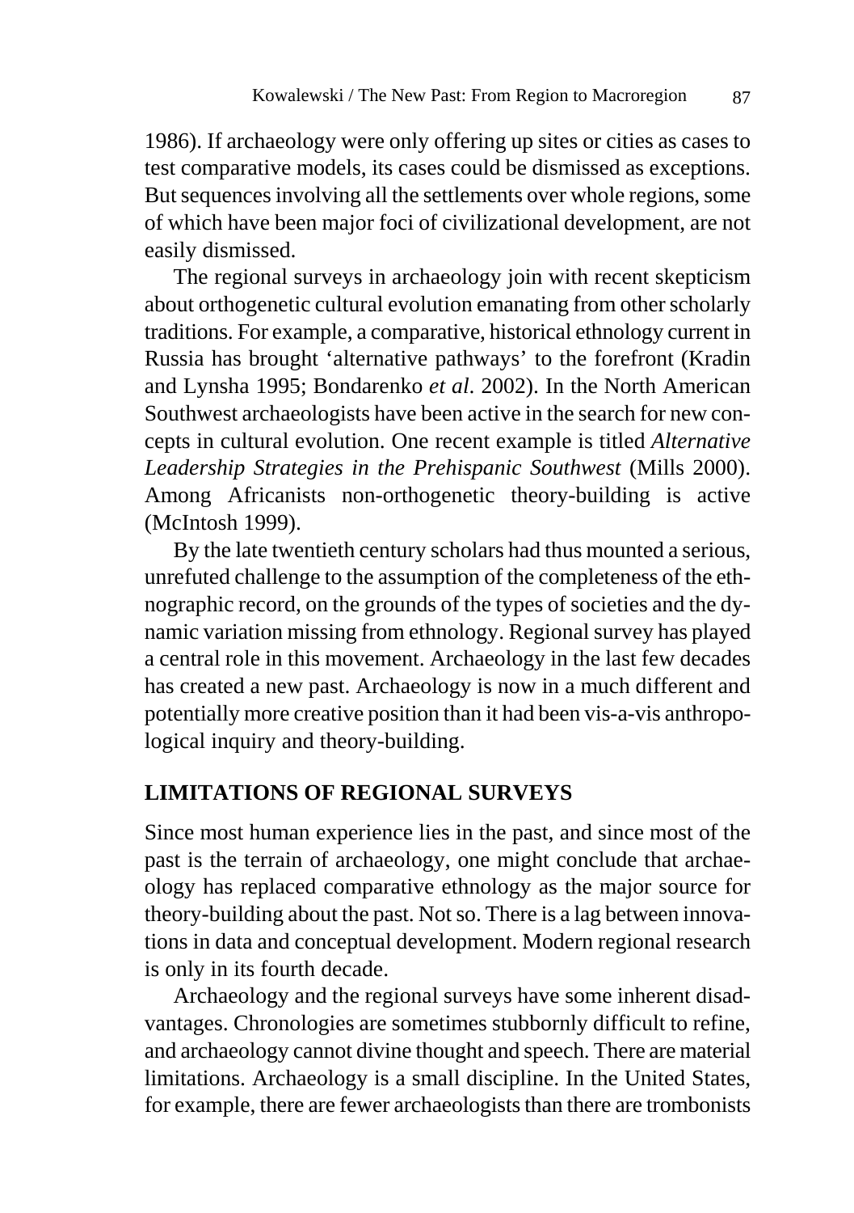1986). If archaeology were only offering up sites or cities as cases to test comparative models, its cases could be dismissed as exceptions. But sequences involving all the settlements over whole regions, some of which have been major foci of civilizational development, are not easily dismissed.

The regional surveys in archaeology join with recent skepticism about orthogenetic cultural evolution emanating from other scholarly traditions. For example, a comparative, historical ethnology current in Russia has brought 'alternative pathways' to the forefront (Kradin and Lynsha 1995; Bondarenko *et al*. 2002). In the North American Southwest archaeologists have been active in the search for new concepts in cultural evolution. One recent example is titled *Alternative Leadership Strategies in the Prehispanic Southwest* (Mills 2000). Among Africanists non-orthogenetic theory-building is active (McIntosh 1999).

By the late twentieth century scholars had thus mounted a serious, unrefuted challenge to the assumption of the completeness of the ethnographic record, on the grounds of the types of societies and the dynamic variation missing from ethnology. Regional survey has played a central role in this movement. Archaeology in the last few decades has created a new past. Archaeology is now in a much different and potentially more creative position than it had been vis-a-vis anthropological inquiry and theory-building.

## LIMITATIONS OF REGIONAL SURVEYS

Since most human experience lies in the past, and since most of the past is the terrain of archaeology, one might conclude that archaeology has replaced comparative ethnology as the major source for theory-building about the past. Not so. There is a lag between innovations in data and conceptual development. Modern regional research is only in its fourth decade.

Archaeology and the regional surveys have some inherent disadvantages. Chronologies are sometimes stubbornly difficult to refine, and archaeology cannot divine thought and speech. There are material limitations. Archaeology is a small discipline. In the United States, for example, there are fewer archaeologists than there are trombonists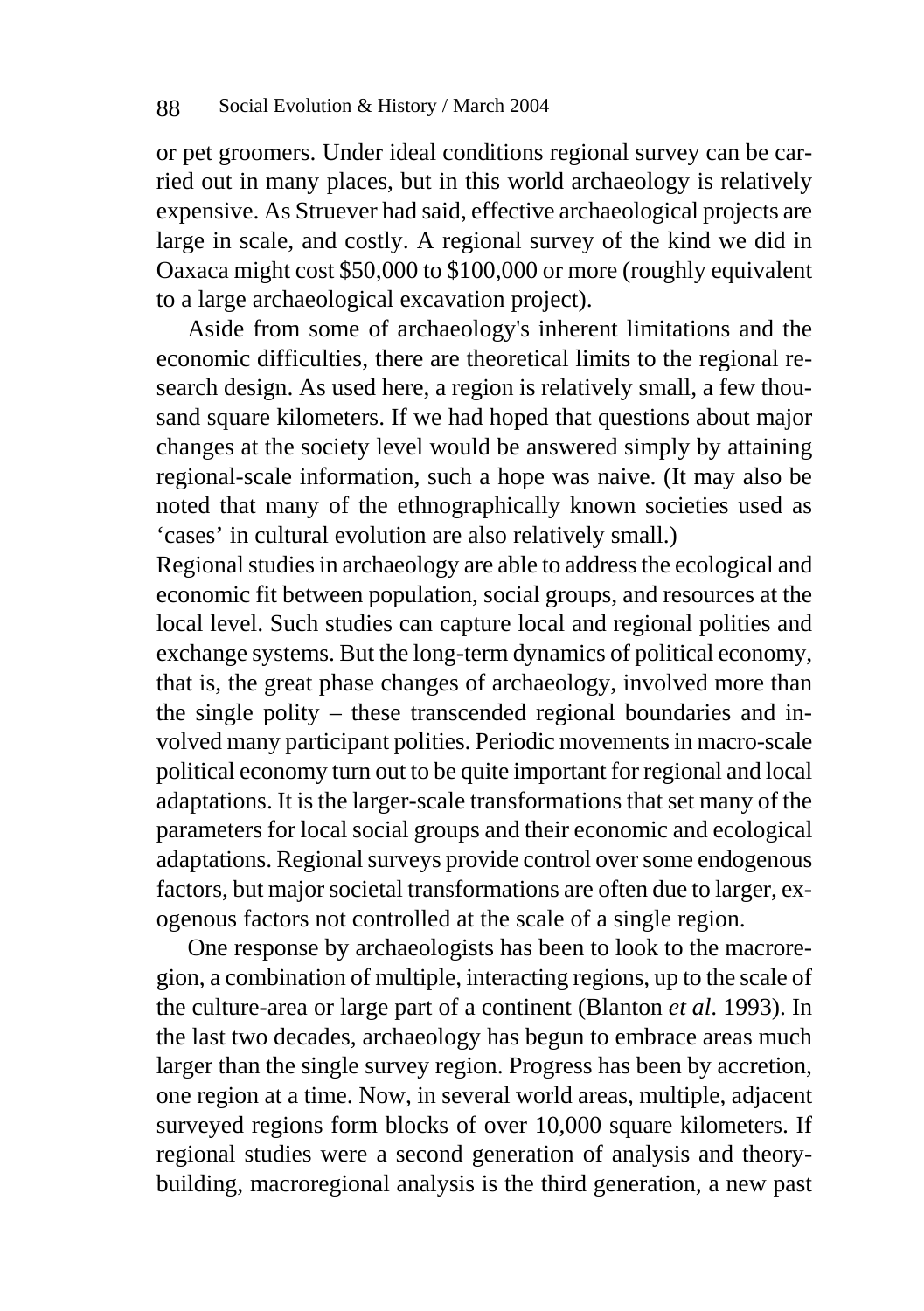or pet groomers. Under ideal conditions regional survey can be carried out in many places, but in this world archaeology is relatively expensive. As Struever had said, effective archaeological projects are large in scale, and costly. A regional survey of the kind we did in Oaxaca might cost $50,000 to $100,000 or more (roughly equivalent to a large archaeological excavation project).

Aside from some of archaeology's inherent limitations and the economic difficulties, there are theoretical limits to the regional research design. As used here, a region is relatively small, a few thousand square kilometers. If we had hoped that questions about major changes at the society level would be answered simply by attaining regional-scale information, such a hope was naive. (It may also be noted that many of the ethnographically known societies used as 'cases' in cultural evolution are also relatively small.)

Regional studies in archaeology are able to address the ecological and economic fit between population, social groups, and resources at the local level. Such studies can capture local and regional polities and exchange systems. But the long-term dynamics of political economy, that is, the great phase changes of archaeology, involved more than the single polity – these transcended regional boundaries and involved many participant polities. Periodic movements in macro-scale political economy turn out to be quite important for regional and local adaptations. It is the larger-scale transformations that set many of the parameters for local social groups and their economic and ecological adaptations. Regional surveys provide control over some endogenous factors, but major societal transformations are often due to larger, exogenous factors not controlled at the scale of a single region.

One response by archaeologists has been to look to the macroregion, a combination of multiple, interacting regions, up to the scale of the culture-area or large part of a continent (Blanton *et al.* 1993). In the last two decades, archaeology has begun to embrace areas much larger than the single survey region. Progress has been by accretion, one region at a time. Now, in several world areas, multiple, adjacent surveyed regions form blocks of over 10,000 square kilometers. If regional studies were a second generation of analysis and theory-building, macroregional analysis is the third generation, a new past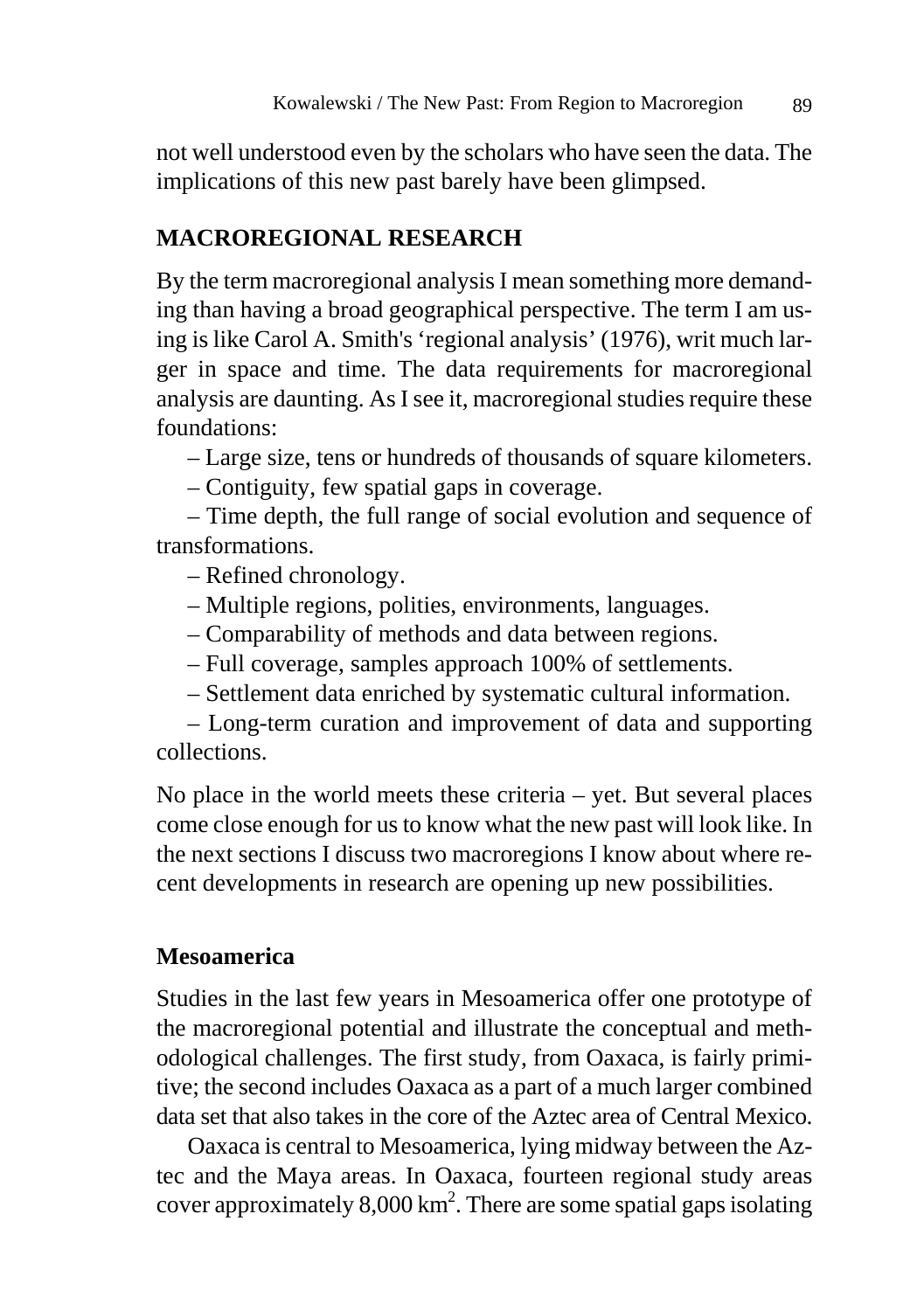not well understood even by the scholars who have seen the data. The implications of this new past barely have been glimpsed.

## MACROREGIONAL RESEARCH

By the term macroregional analysis I mean something more demanding than having a broad geographical perspective. The term I am using is like Carol A. Smith's 'regional analysis' (1976), writ much larger in space and time. The data requirements for macroregional analysis are daunting. As I see it, macroregional studies require these foundations:

– Large size, tens or hundreds of thousands of square kilometers.

– Contiguity, few spatial gaps in coverage.

– Time depth, the full range of social evolution and sequence of transformations.

– Refined chronology.

– Multiple regions, polities, environments, languages.

– Comparability of methods and data between regions.

– Full coverage, samples approach 100% of settlements.

– Settlement data enriched by systematic cultural information.

– Long-term curation and improvement of data and supporting collections.

No place in the world meets these criteria – yet. But several places come close enough for us to know what the new past will look like. In the next sections I discuss two macroregions I know about where recent developments in research are opening up new possibilities.

### Mesoamerica

Studies in the last few years in Mesoamerica offer one prototype of the macroregional potential and illustrate the conceptual and methodological challenges. The first study, from Oaxaca, is fairly primitive; the second includes Oaxaca as a part of a much larger combined data set that also takes in the core of the Aztec area of Central Mexico.

Oaxaca is central to Mesoamerica, lying midway between the Aztec and the Maya areas. In Oaxaca, fourteen regional study areas cover approximately 8,000 km$^2$. There are some spatial gaps isolating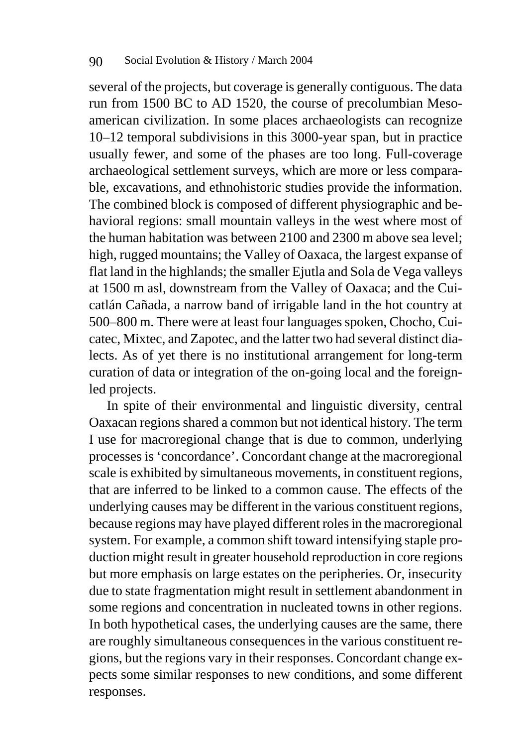several of the projects, but coverage is generally contiguous. The data run from 1500 BC to AD 1520, the course of precolumbian Mesoamerican civilization. In some places archaeologists can recognize 10–12 temporal subdivisions in this 3000-year span, but in practice usually fewer, and some of the phases are too long. Full-coverage archaeological settlement surveys, which are more or less comparable, excavations, and ethnohistoric studies provide the information. The combined block is composed of different physiographic and behavioral regions: small mountain valleys in the west where most of the human habitation was between 2100 and 2300 m above sea level; high, rugged mountains; the Valley of Oaxaca, the largest expanse of flat land in the highlands; the smaller Ejutla and Sola de Vega valleys at 1500 m asl, downstream from the Valley of Oaxaca; and the Cuicatlán Cañada, a narrow band of irrigable land in the hot country at 500–800 m. There were at least four languages spoken, Chocho, Cuicatec, Mixtec, and Zapotec, and the latter two had several distinct dialects. As of yet there is no institutional arrangement for long-term curation of data or integration of the on-going local and the foreign-led projects.

In spite of their environmental and linguistic diversity, central Oaxacan regions shared a common but not identical history. The term I use for macroregional change that is due to common, underlying processes is 'concordance'. Concordant change at the macroregional scale is exhibited by simultaneous movements, in constituent regions, that are inferred to be linked to a common cause. The effects of the underlying causes may be different in the various constituent regions, because regions may have played different roles in the macroregional system. For example, a common shift toward intensifying staple production might result in greater household reproduction in core regions but more emphasis on large estates on the peripheries. Or, insecurity due to state fragmentation might result in settlement abandonment in some regions and concentration in nucleated towns in other regions. In both hypothetical cases, the underlying causes are the same, there are roughly simultaneous consequences in the various constituent regions, but the regions vary in their responses. Concordant change expects some similar responses to new conditions, and some different responses.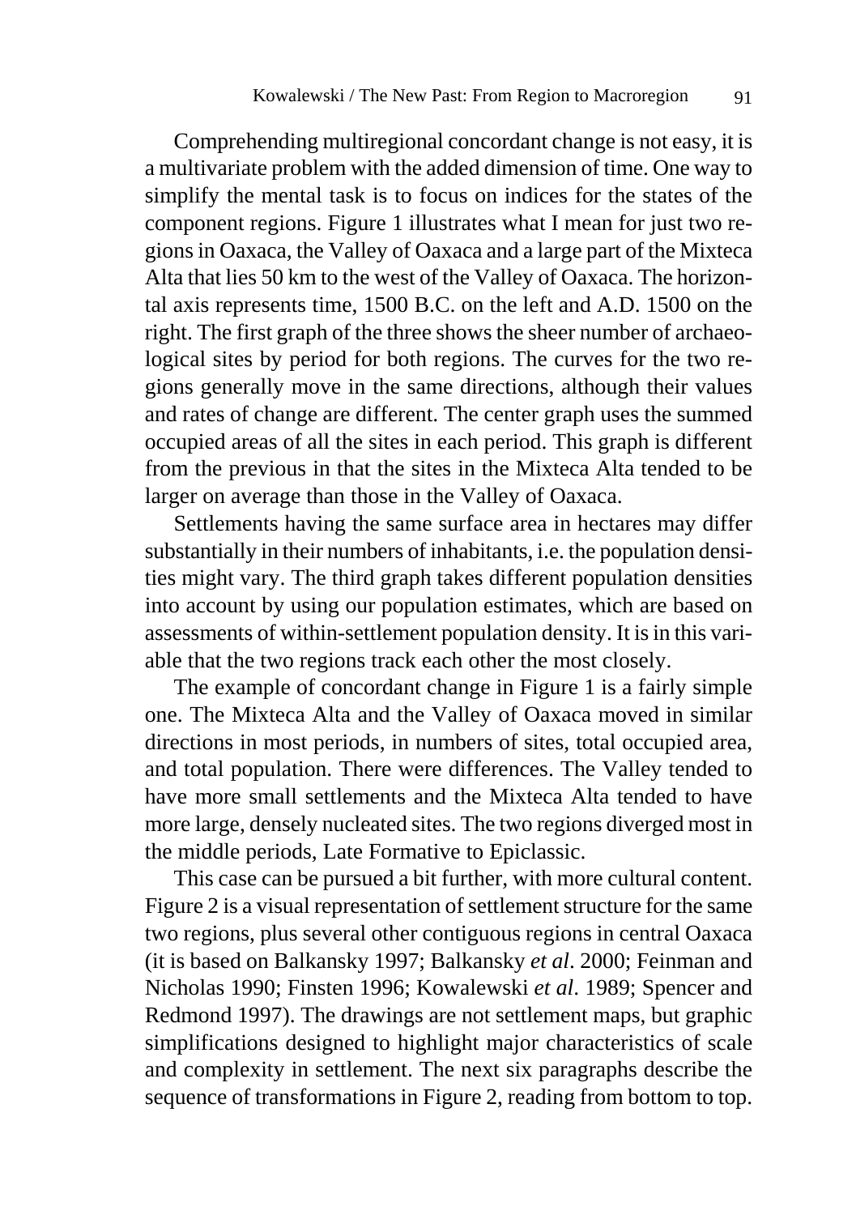Comprehending multiregional concordant change is not easy, it is a multivariate problem with the added dimension of time. One way to simplify the mental task is to focus on indices for the states of the component regions. Figure 1 illustrates what I mean for just two regions in Oaxaca, the Valley of Oaxaca and a large part of the Mixteca Alta that lies 50 km to the west of the Valley of Oaxaca. The horizontal axis represents time, 1500 B.C. on the left and A.D. 1500 on the right. The first graph of the three shows the sheer number of archaeological sites by period for both regions. The curves for the two regions generally move in the same directions, although their values and rates of change are different. The center graph uses the summed occupied areas of all the sites in each period. This graph is different from the previous in that the sites in the Mixteca Alta tended to be larger on average than those in the Valley of Oaxaca.

Settlements having the same surface area in hectares may differ substantially in their numbers of inhabitants, i.e. the population densities might vary. The third graph takes different population densities into account by using our population estimates, which are based on assessments of within-settlement population density. It is in this variable that the two regions track each other the most closely.

The example of concordant change in Figure 1 is a fairly simple one. The Mixteca Alta and the Valley of Oaxaca moved in similar directions in most periods, in numbers of sites, total occupied area, and total population. There were differences. The Valley tended to have more small settlements and the Mixteca Alta tended to have more large, densely nucleated sites. The two regions diverged most in the middle periods, Late Formative to Epiclassic.

This case can be pursued a bit further, with more cultural content. Figure 2 is a visual representation of settlement structure for the same two regions, plus several other contiguous regions in central Oaxaca (it is based on Balkansky 1997; Balkansky *et al*. 2000; Feinman and Nicholas 1990; Finsten 1996; Kowalewski *et al*. 1989; Spencer and Redmond 1997). The drawings are not settlement maps, but graphic simplifications designed to highlight major characteristics of scale and complexity in settlement. The next six paragraphs describe the sequence of transformations in Figure 2, reading from bottom to top.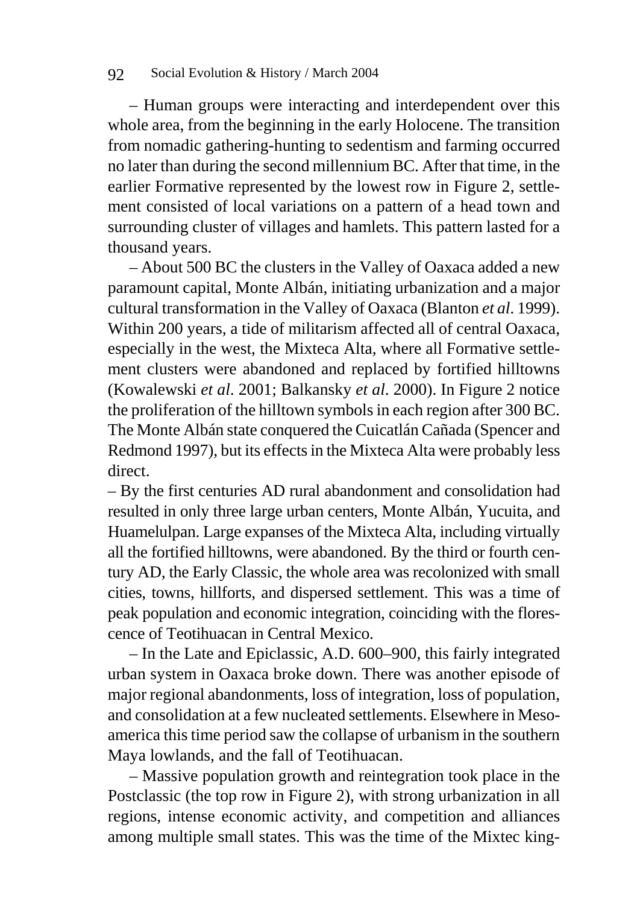– Human groups were interacting and interdependent over this whole area, from the beginning in the early Holocene. The transition from nomadic gathering-hunting to sedentism and farming occurred no later than during the second millennium BC. After that time, in the earlier Formative represented by the lowest row in Figure 2, settlement consisted of local variations on a pattern of a head town and surrounding cluster of villages and hamlets. This pattern lasted for a thousand years.

– About 500 BC the clusters in the Valley of Oaxaca added a new paramount capital, Monte Albán, initiating urbanization and a major cultural transformation in the Valley of Oaxaca (Blanton *et al*. 1999). Within 200 years, a tide of militarism affected all of central Oaxaca, especially in the west, the Mixteca Alta, where all Formative settlement clusters were abandoned and replaced by fortified hilltowns (Kowalewski *et al*. 2001; Balkansky *et al*. 2000). In Figure 2 notice the proliferation of the hilltown symbols in each region after 300 BC. The Monte Albán state conquered the Cuicatlán Cañada (Spencer and Redmond 1997), but its effects in the Mixteca Alta were probably less direct.

– By the first centuries AD rural abandonment and consolidation had resulted in only three large urban centers, Monte Albán, Yucuita, and Huamelulpan. Large expanses of the Mixteca Alta, including virtually all the fortified hilltowns, were abandoned. By the third or fourth century AD, the Early Classic, the whole area was recolonized with small cities, towns, hillforts, and dispersed settlement. This was a time of peak population and economic integration, coinciding with the florescence of Teotihuacan in Central Mexico.

– In the Late and Epiclassic, A.D. 600–900, this fairly integrated urban system in Oaxaca broke down. There was another episode of major regional abandonments, loss of integration, loss of population, and consolidation at a few nucleated settlements. Elsewhere in Mesoamerica this time period saw the collapse of urbanism in the southern Maya lowlands, and the fall of Teotihuacan.

– Massive population growth and reintegration took place in the Postclassic (the top row in Figure 2), with strong urbanization in all regions, intense economic activity, and competition and alliances among multiple small states. This was the time of the Mixtec king-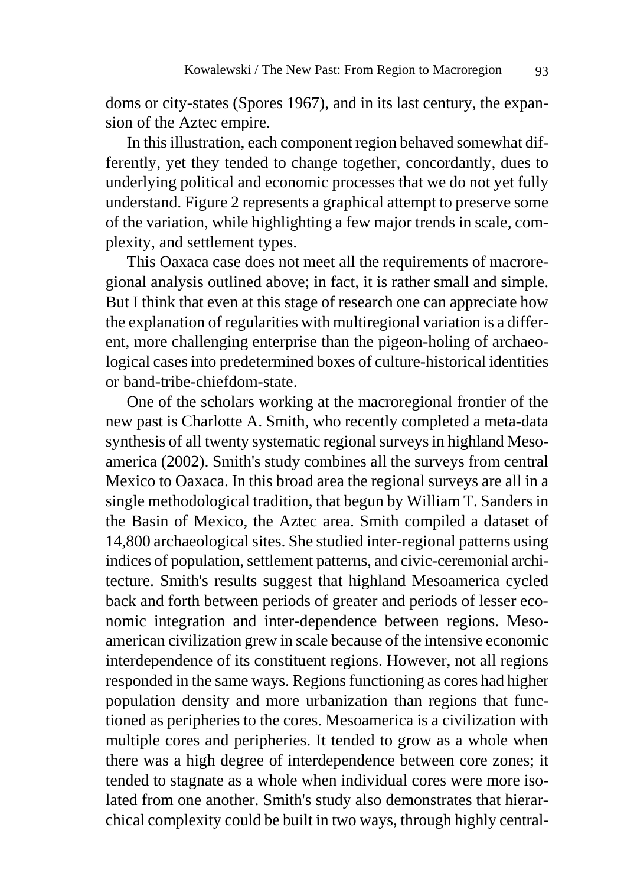doms or city-states (Spores 1967), and in its last century, the expansion of the Aztec empire.

In this illustration, each component region behaved somewhat differently, yet they tended to change together, concordantly, dues to underlying political and economic processes that we do not yet fully understand. Figure 2 represents a graphical attempt to preserve some of the variation, while highlighting a few major trends in scale, complexity, and settlement types.

This Oaxaca case does not meet all the requirements of macroregional analysis outlined above; in fact, it is rather small and simple. But I think that even at this stage of research one can appreciate how the explanation of regularities with multiregional variation is a different, more challenging enterprise than the pigeon-holing of archaeological cases into predetermined boxes of culture-historical identities or band-tribe-chiefdom-state.

One of the scholars working at the macroregional frontier of the new past is Charlotte A. Smith, who recently completed a meta-data synthesis of all twenty systematic regional surveys in highland Mesoamerica (2002). Smith's study combines all the surveys from central Mexico to Oaxaca. In this broad area the regional surveys are all in a single methodological tradition, that begun by William T. Sanders in the Basin of Mexico, the Aztec area. Smith compiled a dataset of 14,800 archaeological sites. She studied inter-regional patterns using indices of population, settlement patterns, and civic-ceremonial architecture. Smith's results suggest that highland Mesoamerica cycled back and forth between periods of greater and periods of lesser economic integration and inter-dependence between regions. Mesoamerican civilization grew in scale because of the intensive economic interdependence of its constituent regions. However, not all regions responded in the same ways. Regions functioning as cores had higher population density and more urbanization than regions that functioned as peripheries to the cores. Mesoamerica is a civilization with multiple cores and peripheries. It tended to grow as a whole when there was a high degree of interdependence between core zones; it tended to stagnate as a whole when individual cores were more isolated from one another. Smith's study also demonstrates that hierarchical complexity could be built in two ways, through highly central-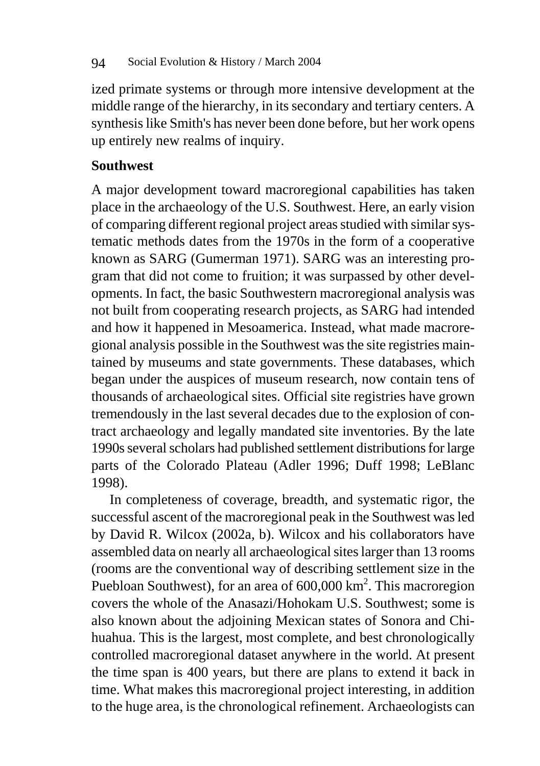ized primate systems or through more intensive development at the middle range of the hierarchy, in its secondary and tertiary centers. A synthesis like Smith's has never been done before, but her work opens up entirely new realms of inquiry.

## Southwest

A major development toward macroregional capabilities has taken place in the archaeology of the U.S. Southwest. Here, an early vision of comparing different regional project areas studied with similar systematic methods dates from the 1970s in the form of a cooperative known as SARG (Gumerman 1971). SARG was an interesting program that did not come to fruition; it was surpassed by other developments. In fact, the basic Southwestern macroregional analysis was not built from cooperating research projects, as SARG had intended and how it happened in Mesoamerica. Instead, what made macroregional analysis possible in the Southwest was the site registries maintained by museums and state governments. These databases, which began under the auspices of museum research, now contain tens of thousands of archaeological sites. Official site registries have grown tremendously in the last several decades due to the explosion of contract archaeology and legally mandated site inventories. By the late 1990s several scholars had published settlement distributions for large parts of the Colorado Plateau (Adler 1996; Duff 1998; LeBlanc 1998).

In completeness of coverage, breadth, and systematic rigor, the successful ascent of the macroregional peak in the Southwest was led by David R. Wilcox (2002a, b). Wilcox and his collaborators have assembled data on nearly all archaeological sites larger than 13 rooms (rooms are the conventional way of describing settlement size in the Puebloan Southwest), for an area of 600,000 km$^2$. This macroregion covers the whole of the Anasazi/Hohokam U.S. Southwest; some is also known about the adjoining Mexican states of Sonora and Chihuahua. This is the largest, most complete, and best chronologically controlled macroregional dataset anywhere in the world. At present the time span is 400 years, but there are plans to extend it back in time. What makes this macroregional project interesting, in addition to the huge area, is the chronological refinement. Archaeologists can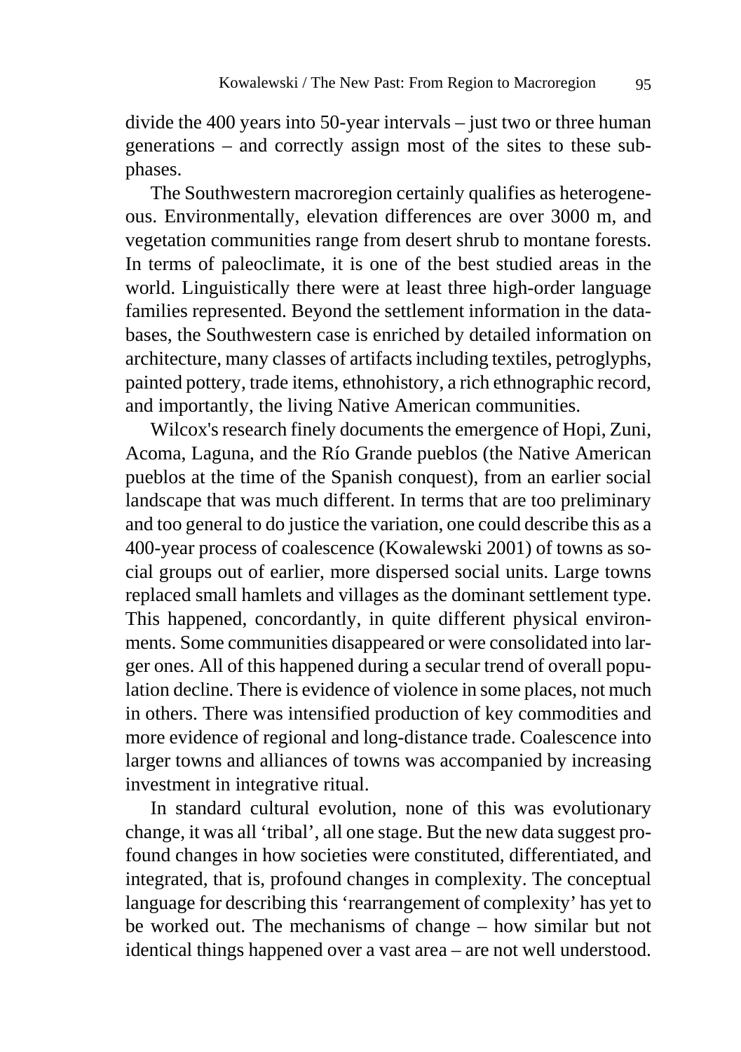divide the 400 years into 50-year intervals – just two or three human generations – and correctly assign most of the sites to these subphases.

The Southwestern macroregion certainly qualifies as heterogeneous. Environmentally, elevation differences are over 3000 m, and vegetation communities range from desert shrub to montane forests. In terms of paleoclimate, it is one of the best studied areas in the world. Linguistically there were at least three high-order language families represented. Beyond the settlement information in the databases, the Southwestern case is enriched by detailed information on architecture, many classes of artifacts including textiles, petroglyphs, painted pottery, trade items, ethnohistory, a rich ethnographic record, and importantly, the living Native American communities.

Wilcox's research finely documents the emergence of Hopi, Zuni, Acoma, Laguna, and the Río Grande pueblos (the Native American pueblos at the time of the Spanish conquest), from an earlier social landscape that was much different. In terms that are too preliminary and too general to do justice the variation, one could describe this as a 400-year process of coalescence (Kowalewski 2001) of towns as social groups out of earlier, more dispersed social units. Large towns replaced small hamlets and villages as the dominant settlement type. This happened, concordantly, in quite different physical environments. Some communities disappeared or were consolidated into larger ones. All of this happened during a secular trend of overall population decline. There is evidence of violence in some places, not much in others. There was intensified production of key commodities and more evidence of regional and long-distance trade. Coalescence into larger towns and alliances of towns was accompanied by increasing investment in integrative ritual.

In standard cultural evolution, none of this was evolutionary change, it was all 'tribal', all one stage. But the new data suggest profound changes in how societies were constituted, differentiated, and integrated, that is, profound changes in complexity. The conceptual language for describing this 'rearrangement of complexity' has yet to be worked out. The mechanisms of change – how similar but not identical things happened over a vast area – are not well understood.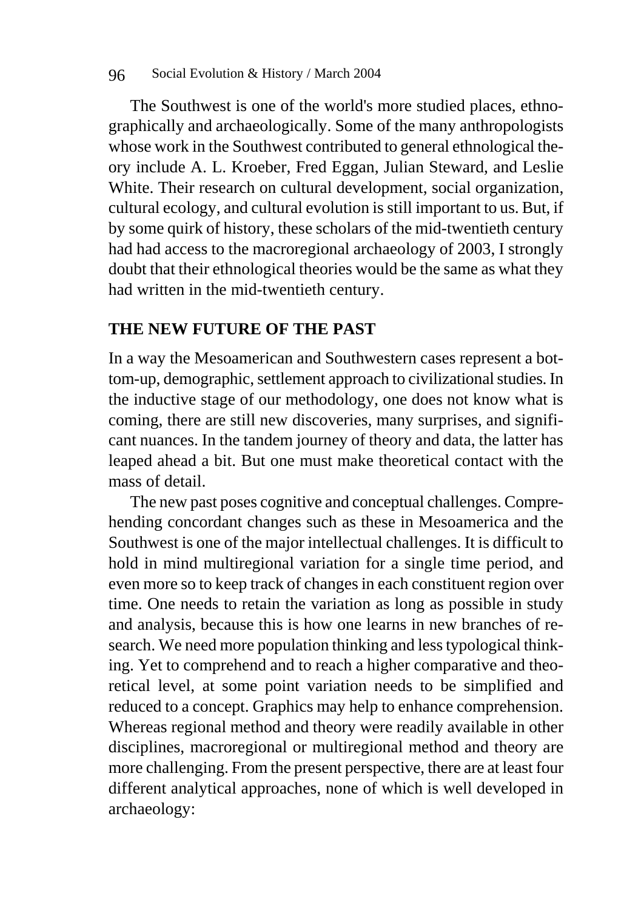The Southwest is one of the world's more studied places, ethnographically and archaeologically. Some of the many anthropologists whose work in the Southwest contributed to general ethnological theory include A. L. Kroeber, Fred Eggan, Julian Steward, and Leslie White. Their research on cultural development, social organization, cultural ecology, and cultural evolution is still important to us. But, if by some quirk of history, these scholars of the mid-twentieth century had had access to the macroregional archaeology of 2003, I strongly doubt that their ethnological theories would be the same as what they had written in the mid-twentieth century.

## THE NEW FUTURE OF THE PAST

In a way the Mesoamerican and Southwestern cases represent a bottom-up, demographic, settlement approach to civilizational studies. In the inductive stage of our methodology, one does not know what is coming, there are still new discoveries, many surprises, and significant nuances. In the tandem journey of theory and data, the latter has leaped ahead a bit. But one must make theoretical contact with the mass of detail.

The new past poses cognitive and conceptual challenges. Comprehending concordant changes such as these in Mesoamerica and the Southwest is one of the major intellectual challenges. It is difficult to hold in mind multiregional variation for a single time period, and even more so to keep track of changes in each constituent region over time. One needs to retain the variation as long as possible in study and analysis, because this is how one learns in new branches of research. We need more population thinking and less typological thinking. Yet to comprehend and to reach a higher comparative and theoretical level, at some point variation needs to be simplified and reduced to a concept. Graphics may help to enhance comprehension. Whereas regional method and theory were readily available in other disciplines, macroregional or multiregional method and theory are more challenging. From the present perspective, there are at least four different analytical approaches, none of which is well developed in archaeology: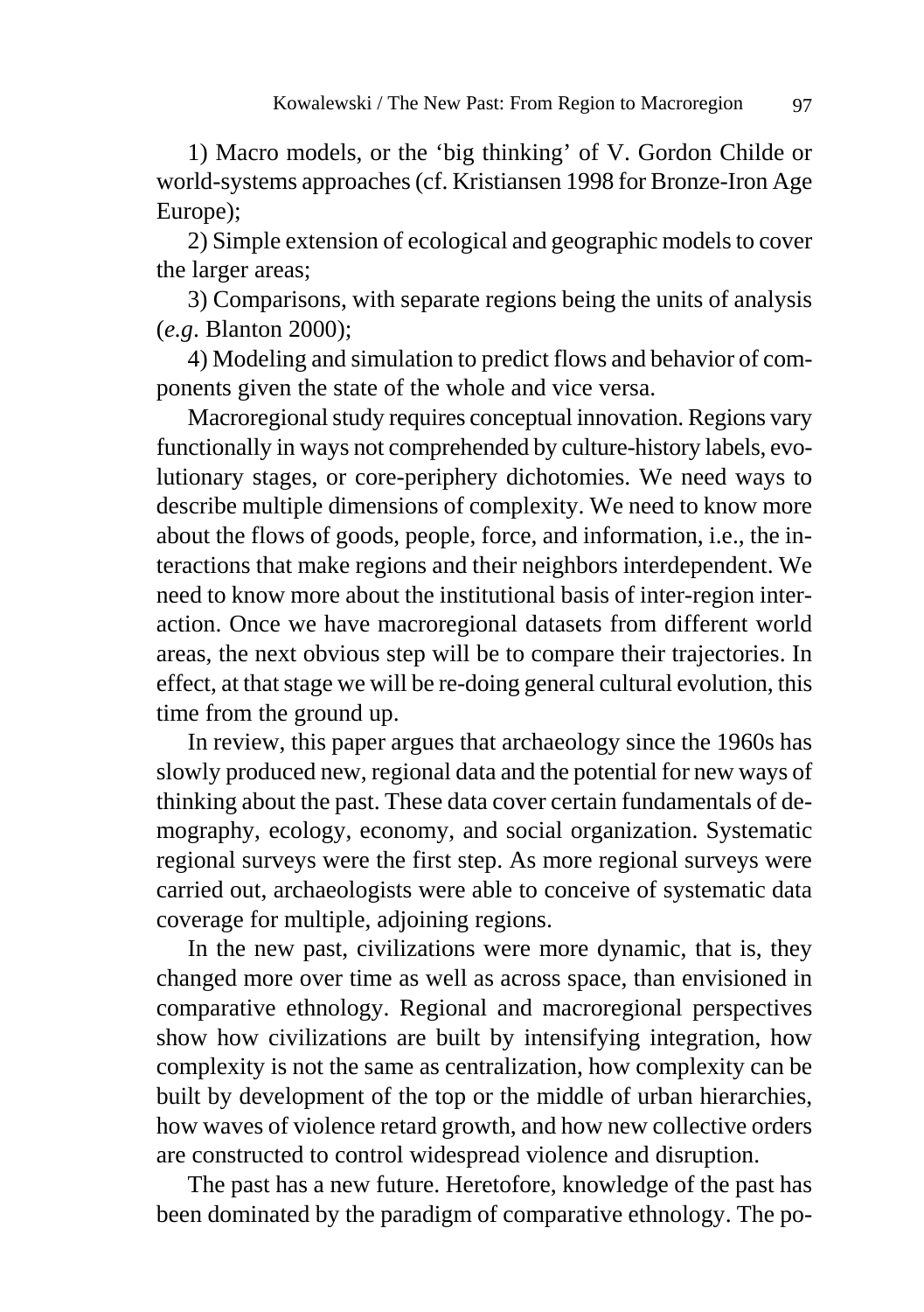1) Macro models, or the 'big thinking' of V. Gordon Childe or world-systems approaches (cf. Kristiansen 1998 for Bronze-Iron Age Europe);

2) Simple extension of ecological and geographic models to cover the larger areas;

3) Comparisons, with separate regions being the units of analysis (*e.g*. Blanton 2000);

4) Modeling and simulation to predict flows and behavior of components given the state of the whole and vice versa.

Macroregional study requires conceptual innovation. Regions vary functionally in ways not comprehended by culture-history labels, evolutionary stages, or core-periphery dichotomies. We need ways to describe multiple dimensions of complexity. We need to know more about the flows of goods, people, force, and information, i.e., the interactions that make regions and their neighbors interdependent. We need to know more about the institutional basis of inter-region interaction. Once we have macroregional datasets from different world areas, the next obvious step will be to compare their trajectories. In effect, at that stage we will be re-doing general cultural evolution, this time from the ground up.

In review, this paper argues that archaeology since the 1960s has slowly produced new, regional data and the potential for new ways of thinking about the past. These data cover certain fundamentals of demography, ecology, economy, and social organization. Systematic regional surveys were the first step. As more regional surveys were carried out, archaeologists were able to conceive of systematic data coverage for multiple, adjoining regions.

In the new past, civilizations were more dynamic, that is, they changed more over time as well as across space, than envisioned in comparative ethnology. Regional and macroregional perspectives show how civilizations are built by intensifying integration, how complexity is not the same as centralization, how complexity can be built by development of the top or the middle of urban hierarchies, how waves of violence retard growth, and how new collective orders are constructed to control widespread violence and disruption.

The past has a new future. Heretofore, knowledge of the past has been dominated by the paradigm of comparative ethnology. The po-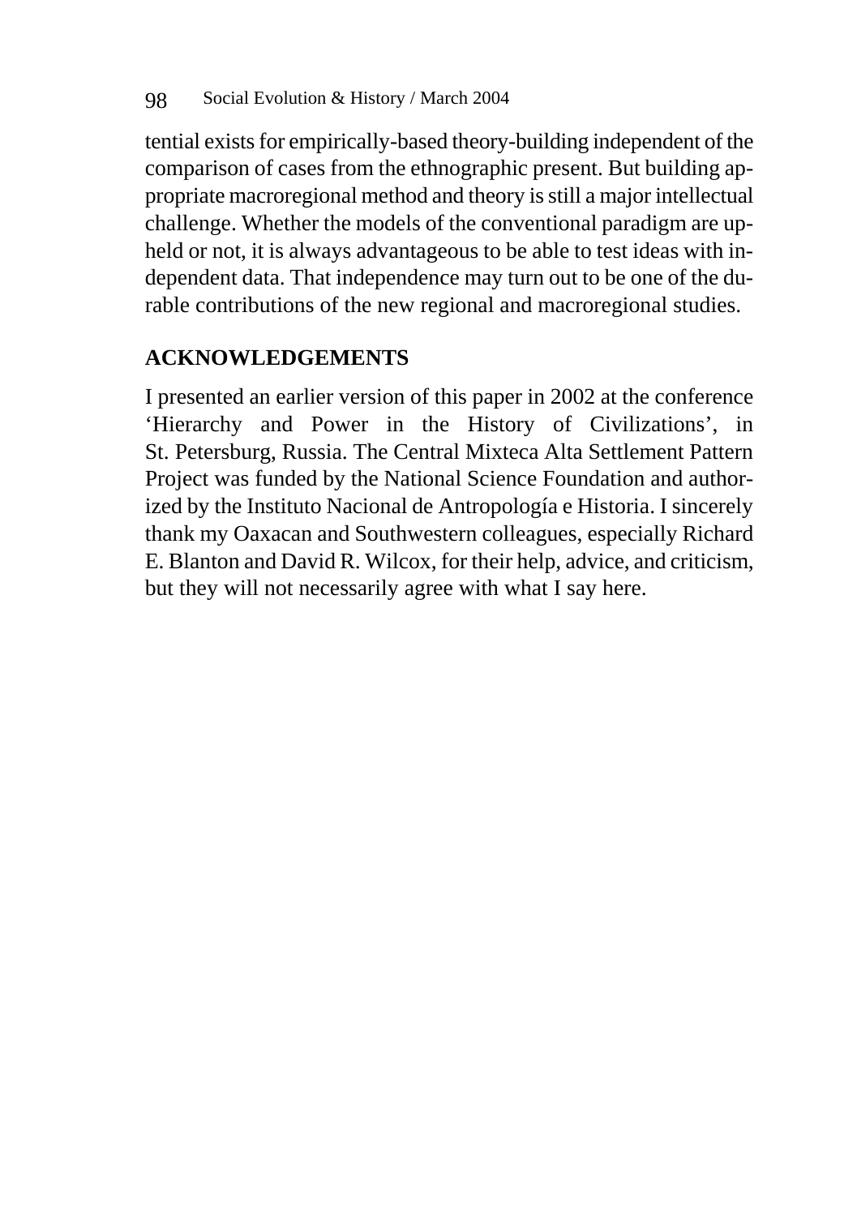tential exists for empirically-based theory-building independent of the comparison of cases from the ethnographic present. But building appropriate macroregional method and theory is still a major intellectual challenge. Whether the models of the conventional paradigm are upheld or not, it is always advantageous to be able to test ideas with independent data. That independence may turn out to be one of the durable contributions of the new regional and macroregional studies.

## ACKNOWLEDGEMENTS

I presented an earlier version of this paper in 2002 at the conference 'Hierarchy and Power in the History of Civilizations', in St. Petersburg, Russia. The Central Mixteca Alta Settlement Pattern Project was funded by the National Science Foundation and authorized by the Instituto Nacional de Antropología e Historia. I sincerely thank my Oaxacan and Southwestern colleagues, especially Richard E. Blanton and David R. Wilcox, for their help, advice, and criticism, but they will not necessarily agree with what I say here.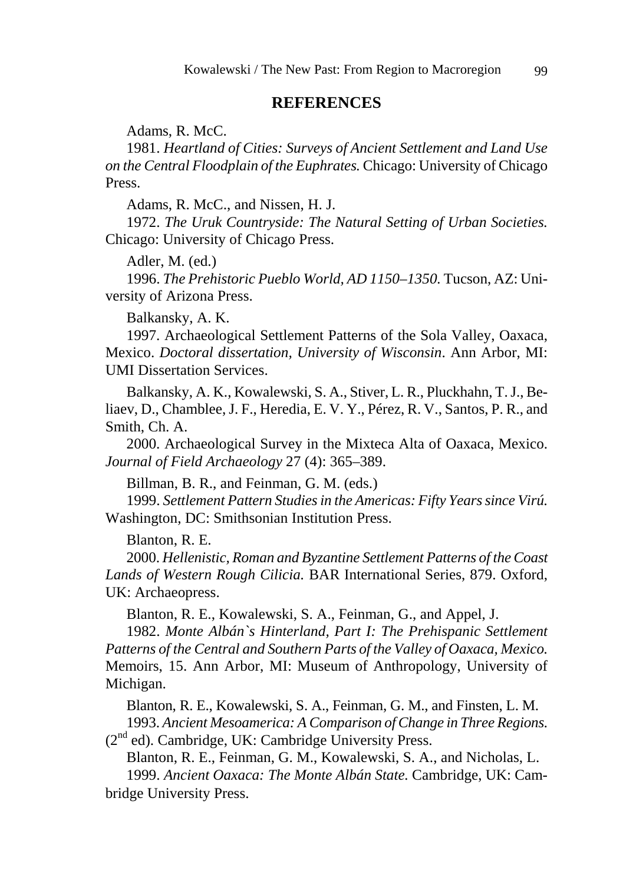## REFERENCES

Adams, R. McC.

1981. *Heartland of Cities: Surveys of Ancient Settlement and Land Use on the Central Floodplain of the Euphrates.* Chicago: University of Chicago Press.

Adams, R. McC., and Nissen, H. J.

1972. *The Uruk Countryside: The Natural Setting of Urban Societies.* Chicago: University of Chicago Press.

Adler, M. (ed.)

1996. *The Prehistoric Pueblo World, AD 1150–1350.* Tucson, AZ: University of Arizona Press.

Balkansky, A. K.

1997. Archaeological Settlement Patterns of the Sola Valley, Oaxaca, Mexico. *Doctoral dissertation, University of Wisconsin*. Ann Arbor, MI: UMI Dissertation Services.

Balkansky, A. K., Kowalewski, S. A., Stiver, L. R., Pluckhahn, T. J., Beliaev, D., Chamblee, J. F., Heredia, E. V. Y., Pérez, R. V., Santos, P. R., and Smith, Ch. A.

2000. Archaeological Survey in the Mixteca Alta of Oaxaca, Mexico. *Journal of Field Archaeology* 27 (4): 365–389.

Billman, B. R., and Feinman, G. M. (eds.)

1999. *Settlement Pattern Studies in the Americas: Fifty Years since Virú.* Washington, DC: Smithsonian Institution Press.

Blanton, R. E.

2000. *Hellenistic, Roman and Byzantine Settlement Patterns of the Coast Lands of Western Rough Cilicia.* BAR International Series, 879. Oxford, UK: Archaeopress.

Blanton, R. E., Kowalewski, S. A., Feinman, G., and Appel, J.

1982. *Monte Albán`s Hinterland, Part I: The Prehispanic Settlement Patterns of the Central and Southern Parts of the Valley of Oaxaca, Mexico.* Memoirs, 15. Ann Arbor, MI: Museum of Anthropology, University of Michigan.

Blanton, R. E., Kowalewski, S. A., Feinman, G. M., and Finsten, L. M.

1993. *Ancient Mesoamerica: A Comparison of Change in Three Regions.* (2nd ed). Cambridge, UK: Cambridge University Press.

Blanton, R. E., Feinman, G. M., Kowalewski, S. A., and Nicholas, L.

1999. *Ancient Oaxaca: The Monte Albán State.* Cambridge, UK: Cambridge University Press.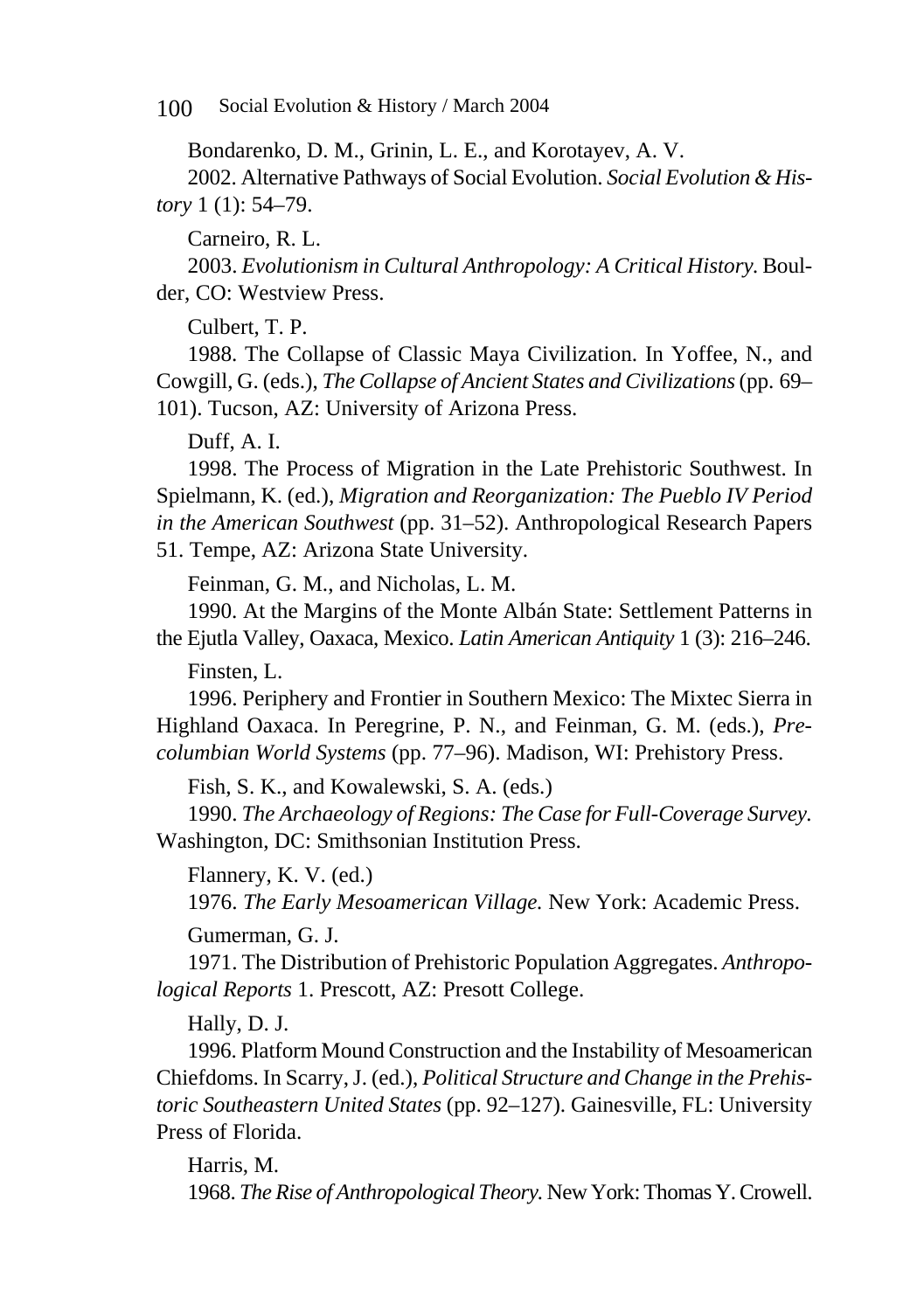Bondarenko, D. M., Grinin, L. E., and Korotayev, A. V.

2002. Alternative Pathways of Social Evolution. *Social Evolution & History* 1 (1): 54–79.

Carneiro, R. L.

2003. *Evolutionism in Cultural Anthropology: A Critical History.* Boulder, CO: Westview Press.

Culbert, T. P.

1988. The Collapse of Classic Maya Civilization. In Yoffee, N., and Cowgill, G. (eds.), *The Collapse of Ancient States and Civilizations* (pp. 69–101). Tucson, AZ: University of Arizona Press.

Duff, A. I.

1998. The Process of Migration in the Late Prehistoric Southwest. In Spielmann, K. (ed.), *Migration and Reorganization: The Pueblo IV Period in the American Southwest* (pp. 31–52). Anthropological Research Papers 51. Tempe, AZ: Arizona State University.

Feinman, G. M., and Nicholas, L. M.

1990. At the Margins of the Monte Albán State: Settlement Patterns in the Ejutla Valley, Oaxaca, Mexico. *Latin American Antiquity* 1 (3): 216–246.

Finsten, L.

1996. Periphery and Frontier in Southern Mexico: The Mixtec Sierra in Highland Oaxaca. In Peregrine, P. N., and Feinman, G. M. (eds.), *Precolumbian World Systems* (pp. 77–96). Madison, WI: Prehistory Press.

Fish, S. K., and Kowalewski, S. A. (eds.)

1990. *The Archaeology of Regions: The Case for Full-Coverage Survey.* Washington, DC: Smithsonian Institution Press.

Flannery, K. V. (ed.)

1976. *The Early Mesoamerican Village.* New York: Academic Press.

Gumerman, G. J.

1971. The Distribution of Prehistoric Population Aggregates. *Anthropological Reports* 1. Prescott, AZ: Presott College.

Hally, D. J.

1996. Platform Mound Construction and the Instability of Mesoamerican Chiefdoms. In Scarry, J. (ed.), *Political Structure and Change in the Prehistoric Southeastern United States* (pp. 92–127). Gainesville, FL: University Press of Florida.

Harris, M.

1968. *The Rise of Anthropological Theory.* New York: Thomas Y. Crowell.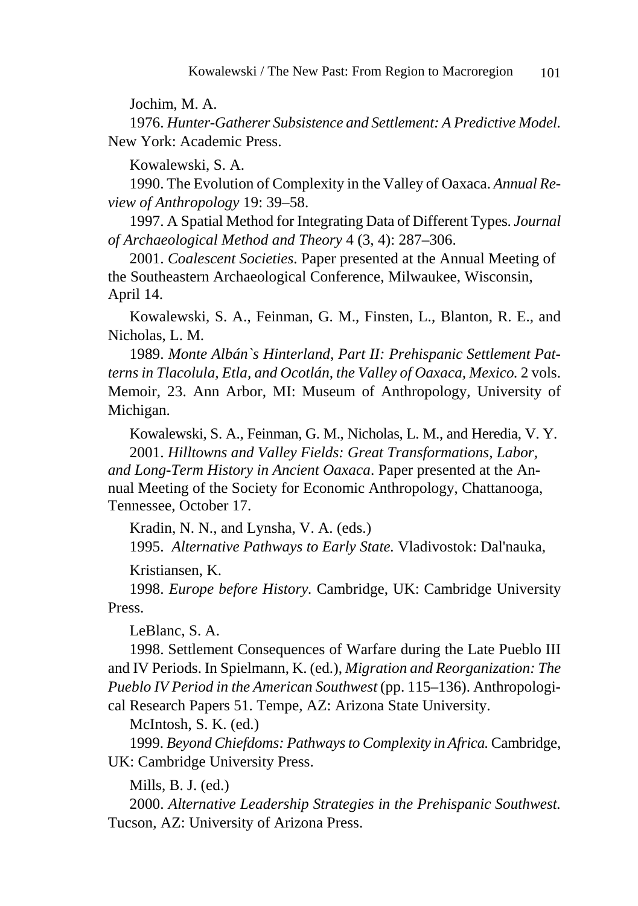Jochim, M. A.

1976. *Hunter-Gatherer Subsistence and Settlement: A Predictive Model.* New York: Academic Press.

Kowalewski, S. A.

1990. The Evolution of Complexity in the Valley of Oaxaca. *Annual Review of Anthropology* 19: 39–58.

1997. A Spatial Method for Integrating Data of Different Types. *Journal of Archaeological Method and Theory* 4 (3, 4): 287–306.

2001. *Coalescent Societies*. Paper presented at the Annual Meeting of the Southeastern Archaeological Conference, Milwaukee, Wisconsin, April 14.

Kowalewski, S. A., Feinman, G. M., Finsten, L., Blanton, R. E., and Nicholas, L. M.

1989. *Monte Albán`s Hinterland, Part II: Prehispanic Settlement Patterns in Tlacolula, Etla, and Ocotlán, the Valley of Oaxaca, Mexico.* 2 vols. Memoir, 23. Ann Arbor, MI: Museum of Anthropology, University of Michigan.

Kowalewski, S. A., Feinman, G. M., Nicholas, L. M., and Heredia, V. Y.

2001. *Hilltowns and Valley Fields: Great Transformations, Labor, and Long-Term History in Ancient Oaxaca*. Paper presented at the Annual Meeting of the Society for Economic Anthropology, Chattanooga, Tennessee, October 17.

Kradin, N. N., and Lynsha, V. A. (eds.)

1995. *Alternative Pathways to Early State.* Vladivostok: Dal'nauka,

Kristiansen, K.

1998. *Europe before History*. Cambridge, UK: Cambridge University Press.

LeBlanc, S. A.

1998. Settlement Consequences of Warfare during the Late Pueblo III and IV Periods. In Spielmann, K. (ed.), *Migration and Reorganization: The Pueblo IV Period in the American Southwest* (pp. 115–136). Anthropological Research Papers 51. Tempe, AZ: Arizona State University.

McIntosh, S. K. (ed.)

1999. *Beyond Chiefdoms: Pathways to Complexity in Africa.* Cambridge, UK: Cambridge University Press.

Mills, B. J. (ed.)

2000. *Alternative Leadership Strategies in the Prehispanic Southwest.* Tucson, AZ: University of Arizona Press.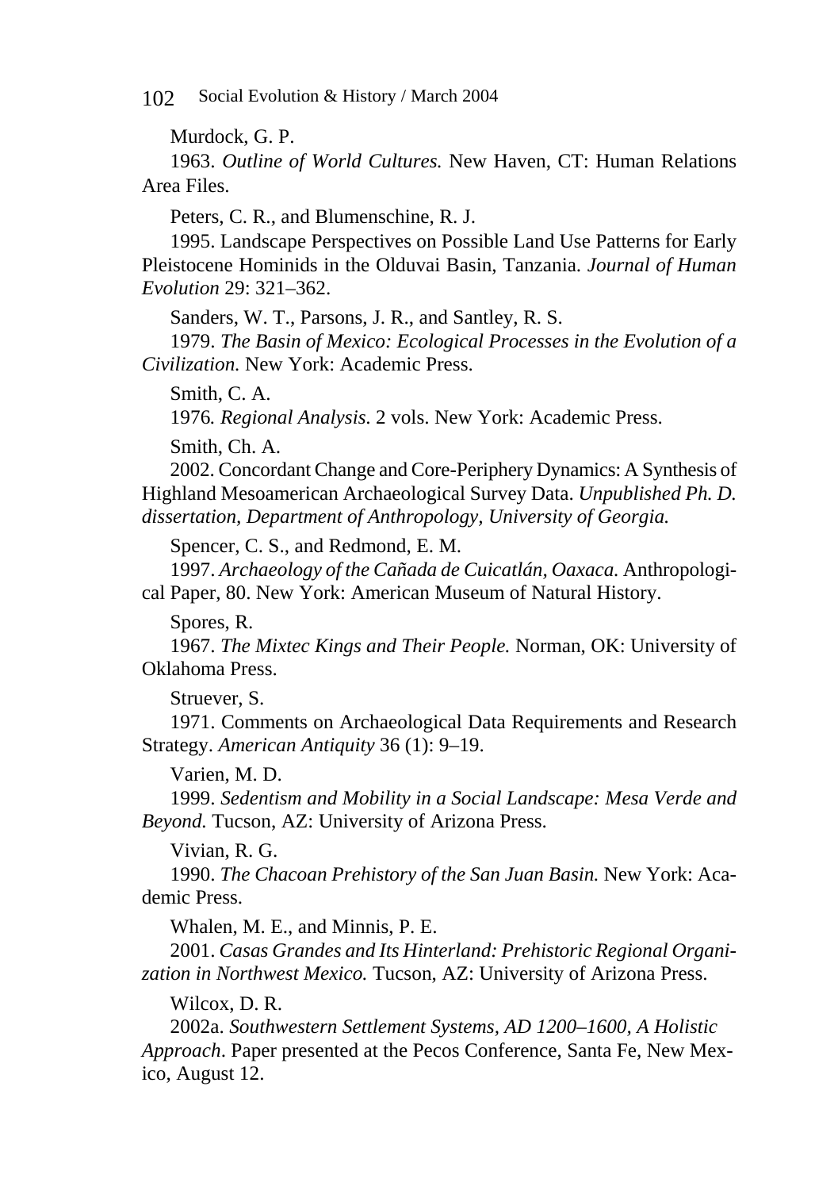Murdock, G. P.

1963. *Outline of World Cultures.* New Haven, CT: Human Relations Area Files.

Peters, C. R., and Blumenschine, R. J.

1995. Landscape Perspectives on Possible Land Use Patterns for Early Pleistocene Hominids in the Olduvai Basin, Tanzania. *Journal of Human Evolution* 29: 321–362.

Sanders, W. T., Parsons, J. R., and Santley, R. S.

1979. *The Basin of Mexico: Ecological Processes in the Evolution of a Civilization.* New York: Academic Press.

Smith, C. A.

1976*. Regional Analysis*. 2 vols. New York: Academic Press.

Smith, Ch. A.

2002. Concordant Change and Core-Periphery Dynamics: A Synthesis of Highland Mesoamerican Archaeological Survey Data. *Unpublished Ph. D. dissertation, Department of Anthropology, University of Georgia.*

Spencer, C. S., and Redmond, E. M.

1997. *Archaeology of the Cañada de Cuicatlán, Oaxaca.* Anthropological Paper, 80. New York: American Museum of Natural History.

Spores, R.

1967. *The Mixtec Kings and Their People.* Norman, OK: University of Oklahoma Press.

Struever, S.

1971. Comments on Archaeological Data Requirements and Research Strategy. *American Antiquity* 36 (1): 9–19.

Varien, M. D.

1999. *Sedentism and Mobility in a Social Landscape: Mesa Verde and Beyond.* Tucson, AZ: University of Arizona Press.

Vivian, R. G.

1990. *The Chacoan Prehistory of the San Juan Basin.* New York: Academic Press.

Whalen, M. E., and Minnis, P. E.

2001. *Casas Grandes and Its Hinterland: Prehistoric Regional Organization in Northwest Mexico.* Tucson, AZ: University of Arizona Press.

Wilcox, D. R.

2002a. *Southwestern Settlement Systems, AD 1200–1600, A Holistic Approach*. Paper presented at the Pecos Conference, Santa Fe, New Mexico, August 12.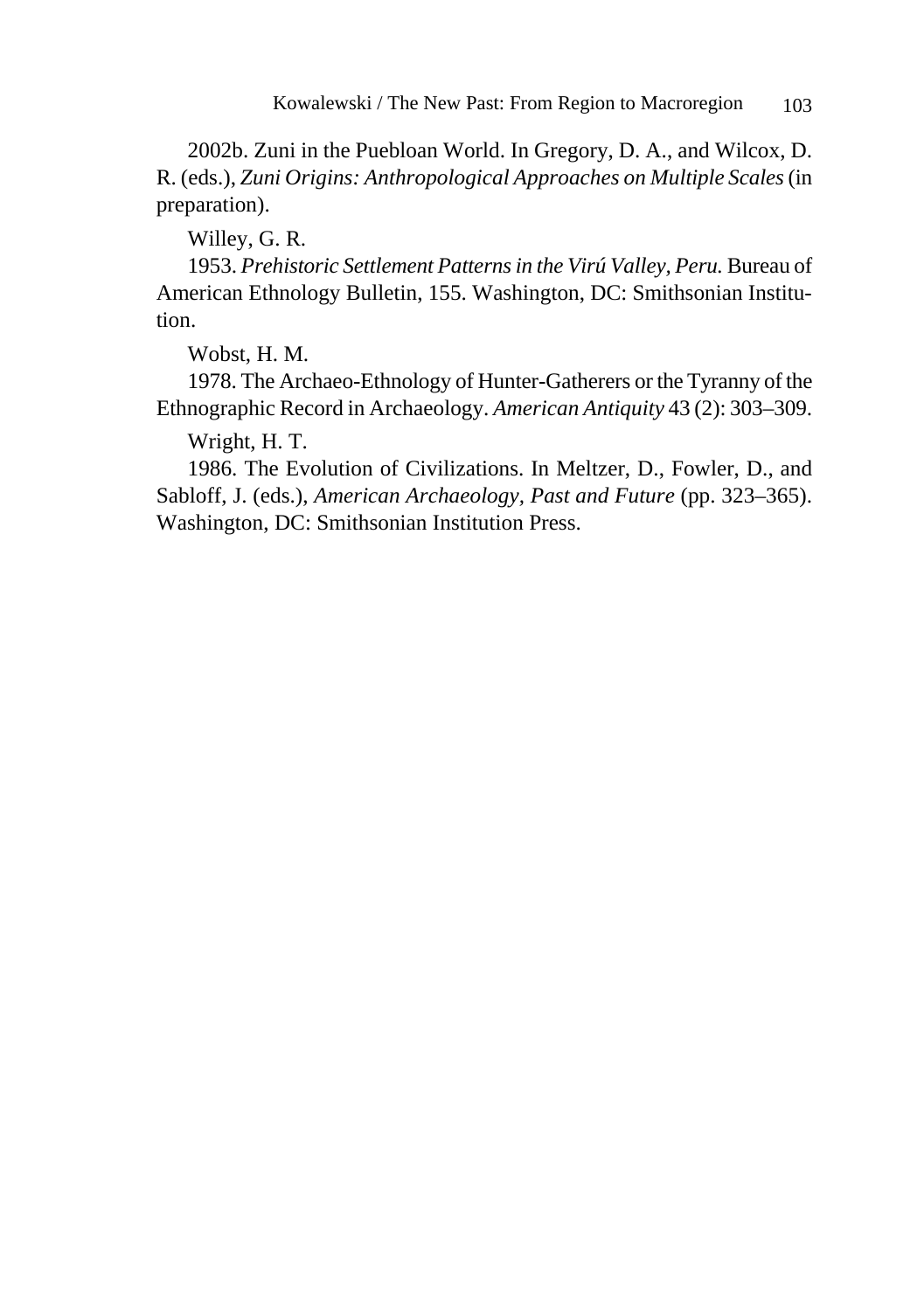2002b. Zuni in the Puebloan World. In Gregory, D. A., and Wilcox, D. R. (eds.), *Zuni Origins: Anthropological Approaches on Multiple Scales* (in preparation).

Willey, G. R.

1953. *Prehistoric Settlement Patterns in the Virú Valley, Peru.* Bureau of American Ethnology Bulletin, 155. Washington, DC: Smithsonian Institution.

Wobst, H. M.

1978. The Archaeo-Ethnology of Hunter-Gatherers or the Tyranny of the Ethnographic Record in Archaeology. *American Antiquity* 43 (2): 303–309.

Wright, H. T.

1986. The Evolution of Civilizations. In Meltzer, D., Fowler, D., and Sabloff, J. (eds.), *American Archaeology, Past and Future* (pp. 323–365). Washington, DC: Smithsonian Institution Press.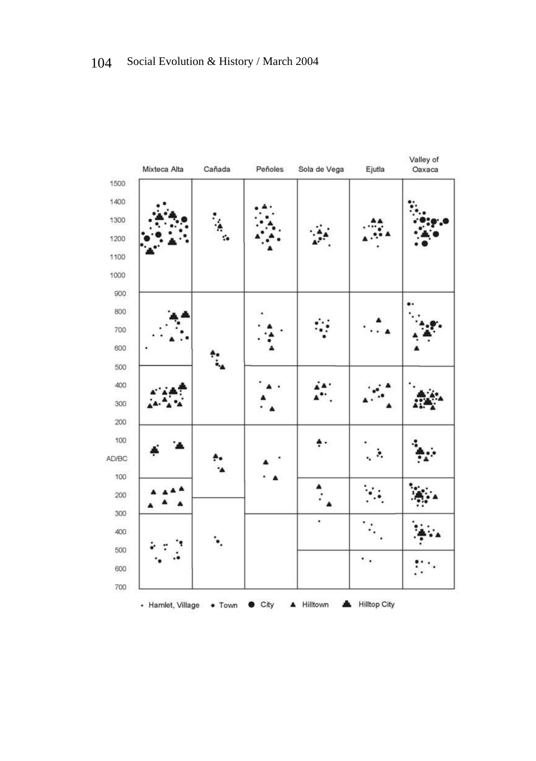Mixteca Alta | Cañada | Peñoles | Sola de Vega | Ejutla | Valley of Oaxaca

1500, 1400, 1300, 1200, 1100, 1000, 900, 800, 700, 600, 500, 400, 300, 200, 100, AD/BC, 100, 200, 300, 400, 500, 600, 700

· Hamlet, Village • Town ● City ▲ Hilltown ▲ Hilltop City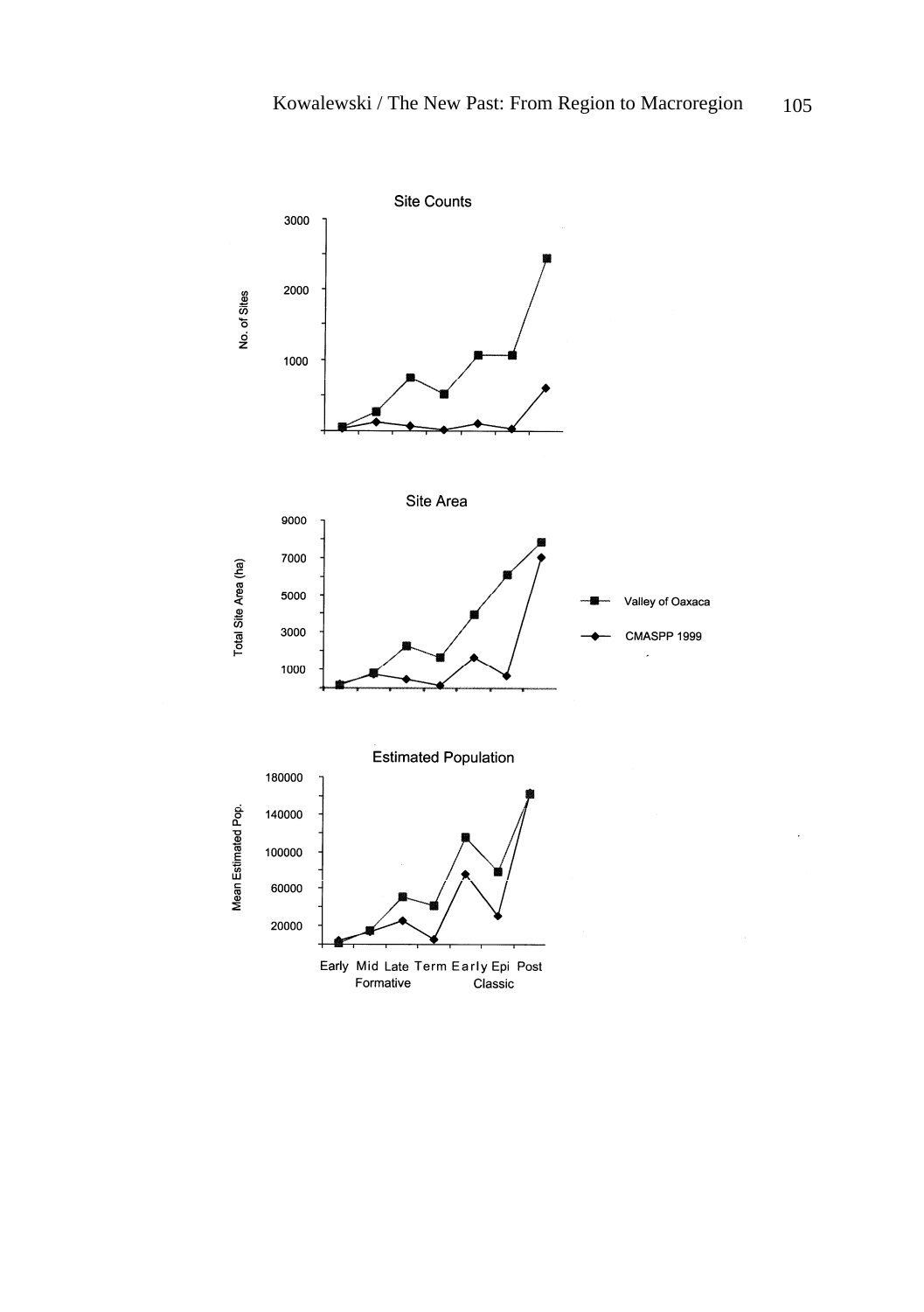Site Counts

No. of Sites

3000

2000

1000

Site Area

Total Site Area (ha)

9000

7000

5000

3000

1000

Valley of Oaxaca

CMASPP 1999

Estimated Population

Mean Estimated Pop.

180000

140000

100000

60000

20000

Early Mid Late Term Early Epi Post

Formative Classic